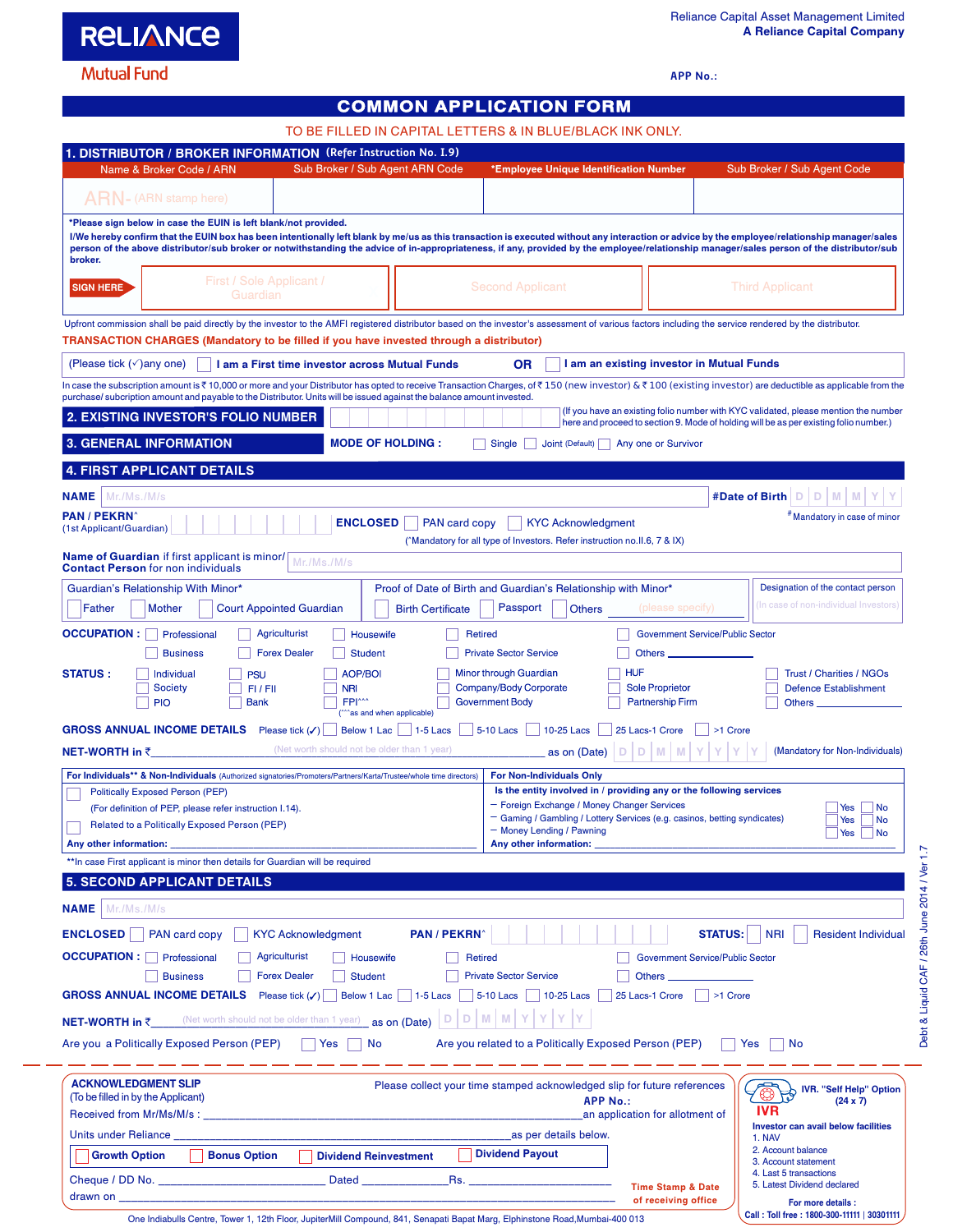**RELIANCE Mutual Fund**

Reliance Capital Asset Management Limited
**A Reliance Capital Company**

**APP No.:**

# COMMON APPLICATION FORM

TO BE FILLED IN CAPITAL LETTERS & IN BLUE/BLACK INK ONLY.

## 1. DISTRIBUTOR / BROKER INFORMATION (Refer Instruction No. I.9)

| Name & Broker Code / ARN | Sub Broker / Sub Agent ARN Code | *Employee Unique Identification Number | Sub Broker / Sub Agent Code |
|---|---|---|---|
| ARN- (ARN stamp here) | | | |

*Please sign below in case the EUIN is left blank/not provided.

I/We hereby confirm that the EUIN box has been intentionally left blank by me/us as this transaction is executed without any interaction or advice by the employee/relationship manager/sales person of the above distributor/sub broker or notwithstanding the advice of in-appropriateness, if any, provided by the employee/relationship manager/sales person of the distributor/sub broker.

SIGN HERE | First / Sole Applicant / Guardian | Second Applicant | Third Applicant

Upfront commission shall be paid directly by the investor to the AMFI registered distributor based on the investor's assessment of various factors including the service rendered by the distributor.

**TRANSACTION CHARGES (Mandatory to be filled if you have invested through a distributor)**

(Please tick (✓)any one) ☐ **I am a First time investor across Mutual Funds** **OR** ☐ **I am an existing investor in Mutual Funds**

In case the subscription amount is ₹ 10,000 or more and your Distributor has opted to receive Transaction Charges, of ₹ 150 (new investor) & ₹ 100 (existing investor) are deductible as applicable from the purchase/ subscription amount and payable to the Distributor. Units will be issued against the balance amount invested.

## 2. EXISTING INVESTOR'S FOLIO NUMBER

(If you have an existing folio number with KYC validated, please mention the number here and proceed to section 9. Mode of holding will be as per existing folio number.)

## 3. GENERAL INFORMATION

**MODE OF HOLDING :** ☐ Single ☐ Joint (Default) ☐ Any one or Survivor

## 4. FIRST APPLICANT DETAILS

**NAME** Mr./Ms./M/s ________ **#Date of Birth** D D M M Y Y

**PAN / PEKRN^** (1st Applicant/Guardian) ________ **ENCLOSED** ☐ PAN card copy ☐ KYC Acknowledgment

#Mandatory in case of minor

(^Mandatory for all type of Investors. Refer instruction no.II.6, 7 & IX)

**Name of Guardian** if first applicant is minor/ **Contact Person** for non individuals Mr./Ms./M/s ________

Guardian's Relationship With Minor*: ☐ Father ☐ Mother ☐ Court Appointed Guardian

Proof of Date of Birth and Guardian's Relationship with Minor*: ☐ Birth Certificate ☐ Passport ☐ Others (please specify)

Designation of the contact person (In case of non-individual Investors)

**OCCUPATION :** ☐ Professional ☐ Agriculturist ☐ Housewife ☐ Retired ☐ Government Service/Public Sector ☐ Business ☐ Forex Dealer ☐ Student ☐ Private Sector Service ☐ Others ________

**STATUS :** ☐ Individual ☐ Society ☐ PIO ☐ PSU ☐ FI / FII ☐ Bank ☐ AOP/BOI ☐ NRI ☐ FPI^^^ (^^^as and when applicable) ☐ Minor through Guardian ☐ Company/Body Corporate ☐ Government Body ☐ HUF ☐ Sole Proprietor ☐ Partnership Firm ☐ Trust / Charities / NGOs ☐ Defence Establishment ☐ Others ________

**GROSS ANNUAL INCOME DETAILS** Please tick (✓) ☐ Below 1 Lac ☐ 1-5 Lacs ☐ 5-10 Lacs ☐ 10-25 Lacs ☐ 25 Lacs-1 Crore ☐ >1 Crore

**NET-WORTH in ₹** ________ (Net worth should not be older than 1 year) as on (Date) D D M M Y Y Y Y (Mandatory for Non-Individuals)

**For Individuals** & Non-Individuals** (Authorized signatories/Promoters/Partners/Karta/Trustee/whole time directors)

☐ Politically Exposed Person (PEP)
(For definition of PEP, please refer instruction I.14).
☐ Related to a Politically Exposed Person (PEP)

Any other information: ________

**For Non-Individuals Only**

**Is the entity involved in / providing any of the following services**

- Foreign Exchange / Money Changer Services ☐ Yes ☐ No
- Gaming / Gambling / Lottery Services (e.g. casinos, betting syndicates) ☐ Yes ☐ No
- Money Lending / Pawning ☐ Yes ☐ No

Any other information: ________

**In case First applicant is minor then details for Guardian will be required

## 5. SECOND APPLICANT DETAILS

**NAME** Mr./Ms./M/s ________

**ENCLOSED** ☐ PAN card copy ☐ KYC Acknowledgment **PAN / PEKRN^** ________ **STATUS:** ☐ NRI ☐ Resident Individual

**OCCUPATION :** ☐ Professional ☐ Agriculturist ☐ Housewife ☐ Retired ☐ Government Service/Public Sector ☐ Business ☐ Forex Dealer ☐ Student ☐ Private Sector Service ☐ Others ________

**GROSS ANNUAL INCOME DETAILS** Please tick (✓) ☐ Below 1 Lac ☐ 1-5 Lacs ☐ 5-10 Lacs ☐ 10-25 Lacs ☐ 25 Lacs-1 Crore ☐ >1 Crore

**NET-WORTH in ₹** ________ (Net worth should not be older than 1 year) as on (Date) D D M M Y Y Y Y

Are you a Politically Exposed Person (PEP) ☐ Yes ☐ No    Are you related to a Politically Exposed Person (PEP) ☐ Yes ☐ No

Debt & Liquid CAF / 26th June 2014 / Ver 1.7

---

**ACKNOWLEDGMENT SLIP**
(To be filled in by the Applicant)

Please collect your time stamped acknowledged slip for future references

**APP No.:**

Received from Mr/Ms/M/s : ________ an application for allotment of Units under Reliance ________ as per details below.

☐ **Growth Option** ☐ **Bonus Option** ☐ **Dividend Reinvestment** ☐ **Dividend Payout**

Cheque / DD No. ________ Dated ________ Rs. ________

drawn on ________

**Time Stamp & Date of receiving office**

One Indiabulls Centre, Tower 1, 12th Floor, JupiterMill Compound, 841, Senapati Bapat Marg, Elphinstone Road,Mumbai-400 013

**IVR. "Self Help" Option (24 x 7)**

**IVR**

**Investor can avail below facilities**

1. NAV
2. Account balance
3. Account statement
4. Last 5 transactions
5. Latest Dividend declared

**For more details :**
**Call : Toll free : 1800-300-11111 | 30301111**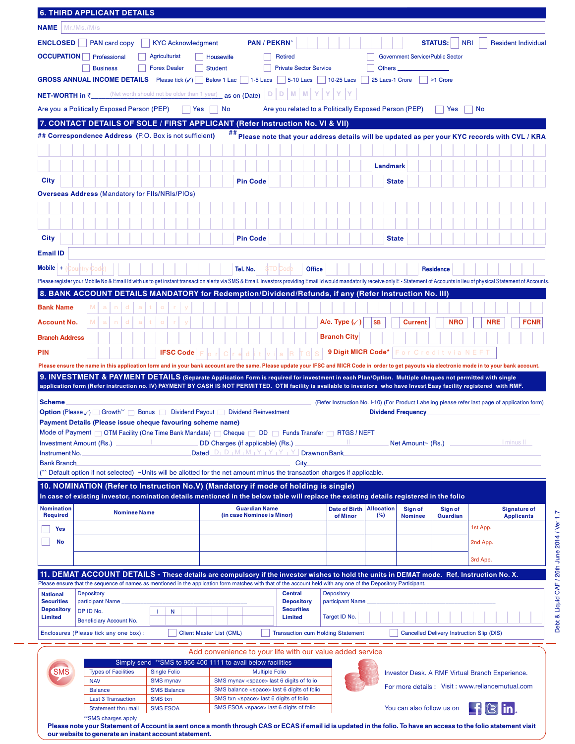## 6. THIRD APPLICANT DETAILS

**NAME** Mr./Ms./M/s

**ENCLOSED** ☐ PAN card copy ☐ KYC Acknowledgment **PAN / PEKRN^** **STATUS:** ☐ NRI ☐ Resident Individual

**OCCUPATION** ☐ Professional ☐ Agriculturist ☐ Housewife ☐ Retired ☐ Government Service/Public Sector ☐ Business ☐ Forex Dealer ☐ Student ☐ Private Sector Service ☐ Others ________

**GROSS ANNUAL INCOME DETAILS** Please tick (✓) ☐ Below 1 Lac ☐ 1-5 Lacs ☐ 5-10 Lacs ☐ 10-25 Lacs ☐ 25 Lacs-1 Crore ☐ >1 Crore

**NET-WORTH in ₹** (Net worth should not be older than 1 year) as on (Date) D D M M Y Y Y Y

Are you a Politically Exposed Person (PEP) ☐ Yes ☐ No Are you related to a Politically Exposed Person (PEP) ☐ Yes ☐ No

## 7. CONTACT DETAILS OF SOLE / FIRST APPLICANT (Refer Instruction No. VI & VII)

**## Correspondence Address** (P.O. Box is not sufficient) **## Please note that your address details will be updated as per your KYC records with CVL / KRA**

**Landmark**

**City** **Pin Code** **State**

**Overseas Address** (Mandatory for FIIs/NRIs/PIOs)

**City** **Pin Code** **State**

**Email ID**

**Mobile** + (Country Code) **Tel. No.** (STD Code) **Office** **Residence**

Please register your Mobile No & Email Id with us to get instant transaction alerts via SMS & Email. Investors providing Email Id would mandatorily receive only E - Statement of Accounts in lieu of physical Statement of Accounts.

## 8. BANK ACCOUNT DETAILS MANDATORY for Redemption/Dividend/Refunds, if any (Refer Instruction No. III)

**Bank Name** Mandatory

**Account No.** Mandatory **A/c. Type (✓)** ☐ SB ☐ Current ☐ NRO ☐ NRE ☐ FCNR

**Branch Address** **Branch City**

**PIN** **IFSC Code** For Credit via RTGS **9 Digit MICR Code*** For Credit via NEFT

**Please ensure the name in this application form and in your bank account are the same. Please update your IFSC and MICR Code in order to get payouts via electronic mode in to your bank account.**

## 9. INVESTMENT & PAYMENT DETAILS (Separate Application Form is required for investment in each Plan/Option. Multiple cheques not permitted with single application form (Refer instruction no. IV) PAYMENT BY CASH IS NOT PERMITTED. OTM facility is available to investors who have Invest Easy facility registered with RMF.

**Scheme** ________ (Refer Instruction No. I-10) (For Product Labeling please refer last page of application form)

**Option** (Please ✓) ☐ Growth^^ ☐ Bonus ☐ Dividend Payout ☐ Dividend Reinvestment **Dividend Frequency** ________

**Payment Details (Please issue cheque favouring scheme name)**

Mode of Payment ☐ OTM Facility (One Time Bank Mandate) ☐ Cheque ☐ DD ☐ Funds Transfer ☐ RTGS / NEFT

Investment Amount (Rs.) ____ I ____ DD Charges (if applicable) (Rs.) ____ II ____ Net Amount~ (Rs.) ____ I minus II ____

Instrument No. ________ Dated D D M M Y Y Y Y Drawn on Bank ________

Bank Branch ________ City ________

(^^ Default option if not selected) ~Units will be allotted for the net amount minus the transaction charges if applicable.

## 10. NOMINATION (Refer to Instruction No.V) (Mandatory if mode of holding is single)

**In case of existing investor, nomination details mentioned in the below table will replace the existing details registered in the folio**

| Nomination Required | Nominee Name | Guardian Name (in case Nominee is Minor) | Date of Birth of Minor | Allocation (%) | Sign of Nominee | Sign of Guardian | Signature of Applicants |
|---|---|---|---|---|---|---|---|
| ☐ Yes | | | | | | | 1st App. |
| ☐ No | | | | | | | 2nd App. |
| | | | | | | | 3rd App. |

## 11. DEMAT ACCOUNT DETAILS - These details are compulsory if the investor wishes to hold the units in DEMAT mode. Ref. Instruction No. X.

Please ensure that the sequence of names as mentioned in the application form matches with that of the account held with any one of the Depository Participant.

| | | | |
|---|---|---|---|
| National Securities Depository Limited | Depository participant Name ________<br>DP ID No. I N<br>Beneficiary Account No. | Central Depository Securities Limited | Depository participant Name ________<br>Target ID No. |

Enclosures (Please tick any one box) : ☐ Client Master List (CML) ☐ Transaction cum Holding Statement ☐ Cancelled Delivery Instruction Slip (DIS)

Add convenience to your life with our value added service

SMS

Simply send **SMS to 966 400 1111 to avail below facilities

| Types of Facilities | Single Folio | Multiple Folio |
|---|---|---|
| NAV | SMS mynav | SMS mynav <space> last 6 digits of folio |
| Balance | SMS Balance | SMS balance <space> last 6 digits of folio |
| Last 3 Transaction | SMS txn | SMS txn <space> last 6 digits of folio |
| Statement thru mail | SMS ESOA | SMS ESOA <space> last 6 digits of folio |

**SMS charges apply

Investor Desk. A RMF Virtual Branch Experience.

For more details : Visit : www.reliancemutual.com

You can also follow us on

**Please note your Statement of Account is sent once a month through CAS or ECAS if email id is updated in the folio. To have an access to the folio statement visit our website to generate an instant account statement.**

Debt & Liquid CAF / 26th June 2014 / Ver 1.7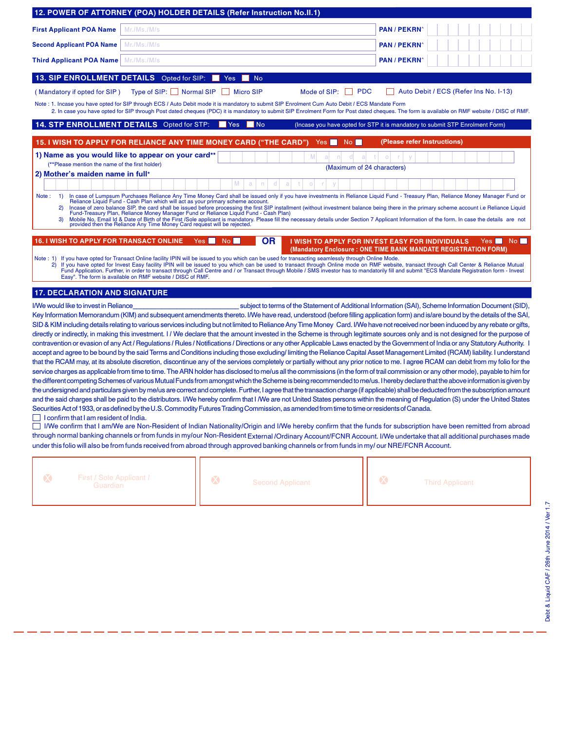## 12. POWER OF ATTORNEY (POA) HOLDER DETAILS (Refer Instruction No.II.1)

| | | | |
|---|---|---|---|
| First Applicant POA Name | Mr./Ms./M/s | PAN / PEKRN^ | |
| Second Applicant POA Name | Mr./Ms./M/s | PAN / PEKRN^ | |
| Third Applicant POA Name | Mr./Ms./M/s | PAN / PEKRN^ | |

## 13. SIP ENROLLMENT DETAILS

Opted for SIP: ☐ Yes ☐ No

( Mandatory if opted for SIP ) Type of SIP: ☐ Normal SIP ☐ Micro SIP Mode of SIP: ☐ PDC ☐ Auto Debit / ECS (Refer Ins No. I-13)

Note : 1. Incase you have opted for SIP through ECS / Auto Debit mode it is mandatory to submit SIP Enrolment Cum Auto Debit / ECS Mandate Form
2. In case you have opted for SIP through Post dated cheques (PDC) it is mandatory to submit SIP Enrolment Form for Post dated cheques. The form is available on RMF website / DISC of RMF.

## 14. STP ENROLLMENT DETAILS

Opted for STP: ☐ Yes ☐ No (Incase you have opted for STP it is mandatory to submit STP Enrolment Form)

## 15. I WISH TO APPLY FOR RELIANCE ANY TIME MONEY CARD ("THE CARD") Yes ☐ No ☐ (Please refer Instructions)

**1) Name as you would like to appear on your card**** Mandatory

(**Please mention the name of the first holder) (Maximum of 24 characters)

**2) Mother's maiden name in full*** Mandatory

Note : 1) In case of Lumpsum Purchases Reliance Any Time Money Card shall be issued only if you have investments in Reliance Liquid Fund - Treasury Plan, Reliance Money Manager Fund or Reliance Liquid Fund - Cash Plan which will act as your primary scheme account.
2) Incase of zero balance SIP, the card shall be issued before processing the first SIP installment (without investment balance being there in the primary scheme account i.e Reliance Liquid Fund-Treasury Plan, Reliance Money Manager Fund or Reliance Liquid Fund - Cash Plan)
3) Mobile No, Email Id & Date of Birth of the First /Sole applicant is mandatory. Please fill the necessary details under Section 7 Applicant Information of the form. In case the details are not provided then the Reliance Any Time Money Card request will be rejected.

## 16. I WISH TO APPLY FOR TRANSACT ONLINE Yes ☐ No ☐ OR I WISH TO APPLY FOR INVEST EASY FOR INDIVIDUALS Yes ☐ No ☐

**(Mandatory Enclosure : ONE TIME BANK MANDATE REGISTRATION FORM)**

Note : 1) If you have opted for Transact Online facility IPIN will be issued to you which can be used for transacting seamlessly through Online Mode.
2) If you have opted for Invest Easy facility IPIN will be issued to you which can be used to transact through Online mode on RMF website, transact through Call Center & Reliance Mutual Fund Application. Further, in order to transact through Call Centre and / or Transact through Mobile / SMS investor has to mandatorily fill and submit "ECS Mandate Registration form - Invest Easy". The form is available on RMF website / DISC of RMF.

## 17. DECLARATION AND SIGNATURE

I/We would like to invest in Reliance__________________________ subject to terms of the Statement of Additional Information (SAI), Scheme Information Document (SID), Key Information Memorandum (KIM) and subsequent amendments thereto. I/We have read, understood (before filling application form) and is/are bound by the details of the SAI, SID & KIM including details relating to various services including but not limited to Reliance Any Time Money Card. I/We have not received nor been induced by any rebate or gifts, directly or indirectly, in making this investment. I / We declare that the amount invested in the Scheme is through legitimate sources only and is not designed for the purpose of contravention or evasion of any Act / Regulations / Rules / Notifications / Directions or any other Applicable Laws enacted by the Government of India or any Statutory Authority. I accept and agree to be bound by the said Terms and Conditions including those excluding/ limiting the Reliance Capital Asset Management Limited (RCAM) liability. I understand that the RCAM may, at its absolute discretion, discontinue any of the services completely or partially without any prior notice to me. I agree RCAM can debit from my folio for the service charges as applicable from time to time. The ARN holder has disclosed to me/us all the commissions (in the form of trail commission or any other mode), payable to him for the different competing Schemes of various Mutual Funds from amongst which the Scheme is being recommended to me/us. I hereby declare that the above information is given by the undersigned and particulars given by me/us are correct and complete. Further, I agree that the transaction charge (if applicable) shall be deducted from the subscription amount and the said charges shall be paid to the distributors. I/We hereby confirm that I /We are not United States persons within the meaning of Regulation (S) under the United States Securities Act of 1933, or as defined by the U.S. Commodity Futures Trading Commission, as amended from time to time or residents of Canada.

☐ I confirm that I am resident of India.

☐ I/We confirm that I am/We are Non-Resident of Indian Nationality/Origin and I/We hereby confirm that the funds for subscription have been remitted from abroad through normal banking channels or from funds in my/our Non-Resident External /Ordinary Account/FCNR Account. I/We undertake that all additional purchases made under this folio will also be from funds received from abroad through approved banking channels or from funds in my/ our NRE/FCNR Account.

| | | |
|---|---|---|
| First / Sole Applicant / Guardian | Second Applicant | Third Applicant |

Debt & Liquid CAF / 26th June 2014 / Ver 1.7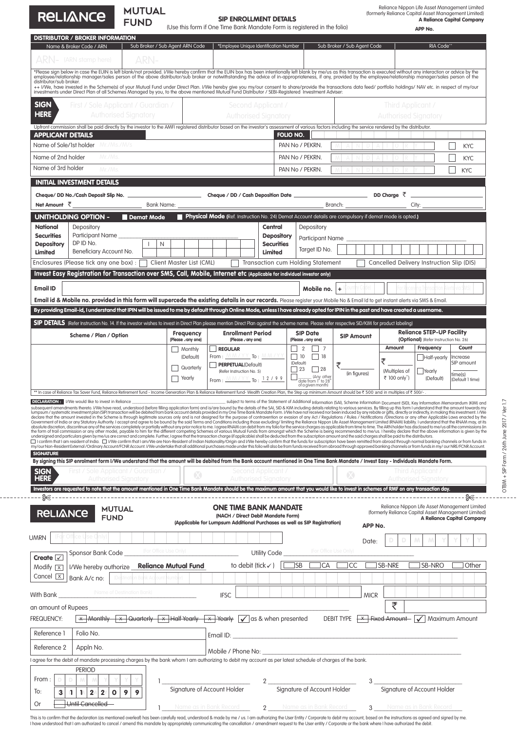**RELIANCE MUTUAL FUND**

Reliance Nippon Life Asset Management Limited
(formerly Reliance Capital Asset Management Limited)
**A Reliance Capital Company**

## SIP ENROLLMENT DETAILS

(Use this form if One Time Bank Mandate Form is registered in the folio)

APP No.

### DISTRIBUTOR / BROKER INFORMATION

| Name & Broker Code / ARN | Sub Broker / Sub Agent ARN Code | *Employee Unique Identification Number | Sub Broker / Sub Agent Code | RIA Code++ |
|---|---|---|---|---|
| ARN- (ARN stamp here) | ARN- | | | |

*Please sign below in case the EUIN is left blank/not provided. I/We hereby confirm that the EUIN box has been intentionally left blank by me/us as this transaction is executed without any interaction or advice by the employee/relationship manager/sales person of the above distributor/sub broker or notwithstanding the advice of in-appropriateness, if any, provided by the employee/relationship manager/sales person of the distributor/sub broker.

++ I/We, have invested in the Scheme(s) of your Mutual Fund under Direct Plan. I/We hereby give you my/our consent to share/provide the transactions data feed/ portfolio holdings/ NAV etc. in respect of my/our investments under Direct Plan of all Schemes Managed by you, to the above mentioned Mutual Fund Distributor / SEBI-Registered Investment Adviser.

| SIGN HERE | First / Sole Applicant / Guardian / Authorised Signatory | Second Applicant / Authorised Signatory | Third Applicant / Authorised Signatory |
|---|---|---|---|

Upfront commission shall be paid directly by the investor to the AMFI registered distributor based on the investor's assessment of various factors including the service rendered by the distributor.

### APPLICANT DETAILS

FOLIO NO.

| | | | | |
|---|---|---|---|---|
| Name of Sole/1st holder | Mr./Ms./M/s | PAN No / PEKRN. | MANDATORY | KYC |
| Name of 2nd holder | Mr./Ms. | PAN No / PEKRN. | MANDATORY | KYC |
| Name of 3rd holder | Mr./Ms. | PAN No / PEKRN. | MANDATORY | KYC |

### INITIAL INVESTMENT DETAILS

**Cheque/ DD No./Cash Deposit Slip No.** ______ **Cheque / DD / Cash Deposition Date** ______ **DD Charge** ₹ ______

**Net Amount** ₹ ______ Bank Name: ______ Branch: ______ City: ______

### UNITHOLDING OPTION - ☐ Demat Mode ☐ Physical Mode

(Ref. Instruction No. 24) Demat Account details are compulsory if demat mode is opted.)

| | | | |
|---|---|---|---|
| **National Securities Depository Limited** | Depository Participant Name ______ DP ID No. I N Beneficiary Account No. | **Central Depository Securities Limited** | Depository Participant Name ______ Target ID No. |

Enclosures (Please tick any one box) : ☐ Client Master List (CML) ☐ Transaction cum Holding Statement ☐ Cancelled Delivery Instruction Slip (DIS)

### Invest Easy Registration for Transaction over SMS, Call, Mobile, Internet etc (Applicable for individual investor only)

**Email ID** ______ **Mobile no.** + Country Code | For receiving Transaction Alerts via SMS

**Email id & Mobile no. provided in this form will supercede the existing details in our records.** Please register your Mobile No & Email Id to get instant alerts via SMS & Email.

**By providing Email-id, I understand that IPIN will be issued to me by default through Online Mode, unless I have already opted for IPIN in the past and have created a username.**

### SIP DETAILS

(Refer Instruction No. 14. If the investor wishes to invest in Direct Plan please mention Direct Plan against the scheme name. Please refer respective SID/KIM for product labeling)

| Scheme / Plan / Option | Frequency (Please ✓ any one) | Enrollment Period (Please ✓ any one) | SIP Date (Please ✓ any one) | SIP Amount | Reliance STEP-UP Facility (Optional) (Refer Instruction No. 26) | | |
|---|---|---|---|---|---|---|---|
| | | | | | **Amount** | **Frequency** | **Count** |
| | ☐ Monthly (Default) ☐ Quarterly ☐ Yearly | ☐ **REGULAR** From : MM/YY To : MM/YY ☐ **PERPETUAL**(Default) (Refer Instruction No. 5) From : MM/YY To : 12/99 | ☐ 2 ☐ 7 ☐ 10 ☐ 18 (Default) ☐ 23 ☐ 28 ☐ ___ (Any other date from 1st to 28th of a given month) | ₹ (in figures) | ₹ ______ (Multiples of ₹ 100 only**) | ☐ Half-yearly ☐ Yearly (Default) | Increase SIP amount ___ time(s) (Default 1 time) |

** In case of Reliance Tax Saver Fund, Reliance Retirement fund - Income Generation Plan & Reliance Retirement fund- Wealth Creation Plan, the Step up minimum Amount should be ₹ 500 and in multiples of ₹ 500/-.

**DECLARATION :** I/We would like to invest in Reliance ______ subject to terms of the Statement of Additional Information (SAI), Scheme Information Document (SID), Key Information Memorandum (KIM) and subsequent amendments thereto. I/We have read, understood (before filling application form) and is/are bound by the details of the SAI, SID & KIM including details relating to various services. By filling up this form I understand that the amount towards my lumpsum / systematic investment plan (SIP) transaction will be debited from bank account details provided in my One Time Bank Mandate Form. I/We have not received nor been induced by any rebate or gifts, directly or indirectly, in making this investment. I/We declare that the amount invested in the Scheme is through legitimate sources only and is not designed for the purpose of contravention or evasion of any Act / Regulations / Rules / Notifications /Directions or any other Applicable Laws enacted by the Government of India or any Statutory Authority. I accept and agree to be bound by the said Terms and Conditions including those excluding/ limiting the Reliance Nippon Life Asset Management Limited (RNAM) liability. I understand that the RNAM may, at its absolute discretion, discontinue any of the services completely or partially without any prior notice to me. I agree RNAM can debit from my folio for the service charges as applicable from time to time. The ARN holder has disclosed to me/us all the commissions (in the form of trail commission or any other mode), payable to him for the different competing Schemes of various Mutual Funds from amongst which the Scheme is being recommended to me/us. I hereby declare that the above information is given by the undersigned and particulars given by me/us are correct and complete. Further, I agree that the transaction charge (if applicable) shall be deducted from the subscription amount and the said charges shall be paid to the distributors.

☐ I confirm that I am resident of India. ☐ I/We confirm that I am/We are Non-Resident of Indian Nationality/Origin and I/We hereby confirm that the funds for subscription have been remitted from abroad through normal banking channels or from funds in my/our Non-Resident External /Ordinary Account/FCNR Account. I/We undertake that all additional purchases made under this folio will also be from funds received from abroad through approved banking channels or from funds in my/ our NRE/FCNR Account.

**SIGNATURE**

**By signing this SIP enrolment form I/We understand that the amount will be debited from the Bank account mentioned in One Time Bank Mandate / Invest Easy - Individuals Mandate Form.**

| SIGN HERE | First / Sole Applicant / Guardian / Authorised Signatory | Second Applicant / Authorised Signatory | Third Applicant / Authorised Signatory |
|---|---|---|---|

**Investors are requested to note that the amount mentioned in One Time Bank Mandate should be the maximum amount that you would like to invest in schemes of RMF on any transaction day.**

OTBM + SIP Form / 26th June 2017 / Ver 1.7

---

**RELIANCE MUTUAL FUND**

## ONE TIME BANK MANDATE

**(NACH / Direct Debit Mandate Form)**
**(Applicable for Lumpsum Additional Purchases as well as SIP Registration)**

Reliance Nippon Life Asset Management Limited
(formerly Reliance Capital Asset Management Limited)
**A Reliance Capital Company**

APP No.

UMRN (For Office Use Only) Date: DD MM YYYY

**Create** ☑ Sponsor Bank Code ______ (For Office Use Only) Utility Code ______ (For Office Use Only)

**Modify** ☒ I/We hereby authorize **Reliance Mutual Fund** to debit (tick✓) ☐ SB ☐ CA ☐ CC ☐ SB-NRE ☐ SB-NRO ☐ Other

**Cancel** ☒ Bank A/c no: (Destination Bank Account Number)

With Bank ______ (Name of Destination Bank) IFSC ______ MICR ______

an amount of Rupees ______ ₹ ______

FREQUENCY: ☒ ~~Monthly~~ ☒ ~~Quarterly~~ ☒ ~~Half Yearly~~ ☒ ~~Yearly~~ ☑ as & when presented DEBIT TYPE ☒ ~~Fixed Amount~~ ☑ Maximum Amount

| | | |
|---|---|---|
| Reference 1 | Folio No. | Email ID: |
| Reference 2 | Appln No. | Mobile / Phone No: |

I agree for the debit of mandate processing charges by the bank whom I am authorizing to debit my account as per latest schedule of charges of the bank.

| PERIOD | |
|---|---|
| From : | D D M M Y Y Y Y |
| To: | 3 1 1 2 2 0 9 9 |
| Or | ~~Until Cancelled~~ |

1 ______ Signature of Account Holder 2 ______ Signature of Account Holder 3 ______ Signature of Account Holder

1 Name as in Bank Record 2 Name as in Bank Record 3 Name as in Bank Record

This is to confirm that the declaration (as mentioned overleaf) has been carefully read, understood & made by me / us. I am authorizing the User Entity / Corporate to debit my account, based on the instructions as agreed and signed by me. I have understood that I am authorized to cancel / amend this mandate by appropriately communicating the cancellation / amendment request to the User entity / Corporate or the bank where I have authorized the debit.